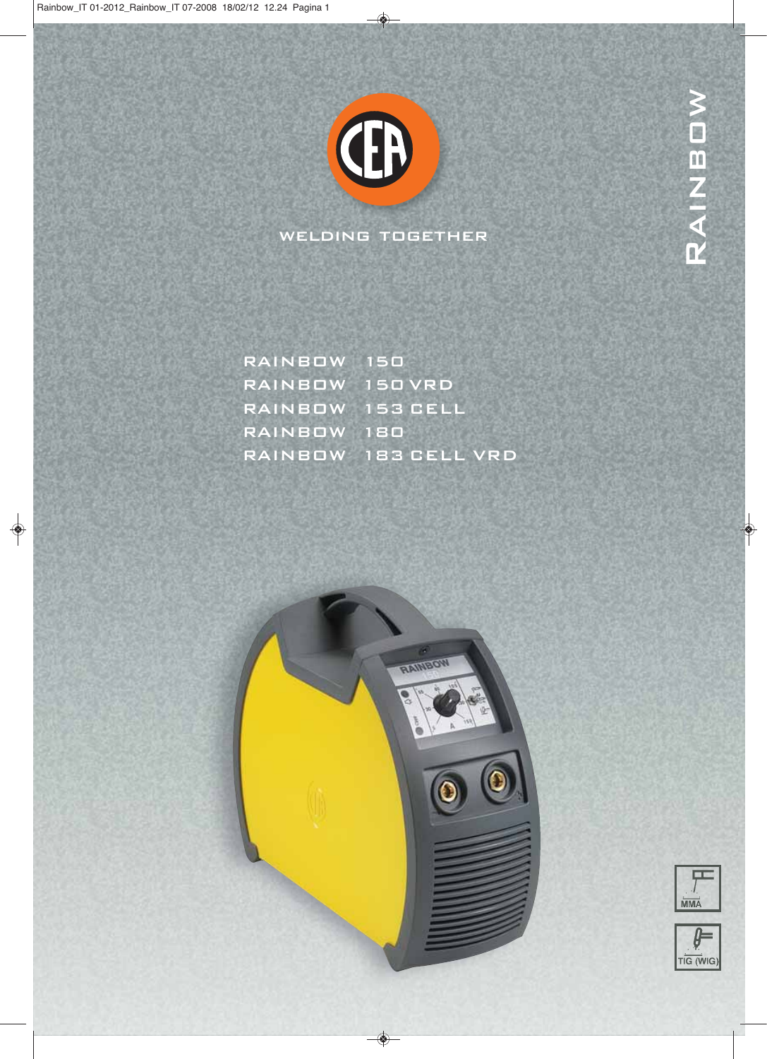# RAINBOW

WELDING TOGETHER

RAINBOW 150
RAINBOW 150 VRD
RAINBOW 153 CELL
RAINBOW 180
RAINBOW 183 CELL VRD

MMA

TIG (WIG)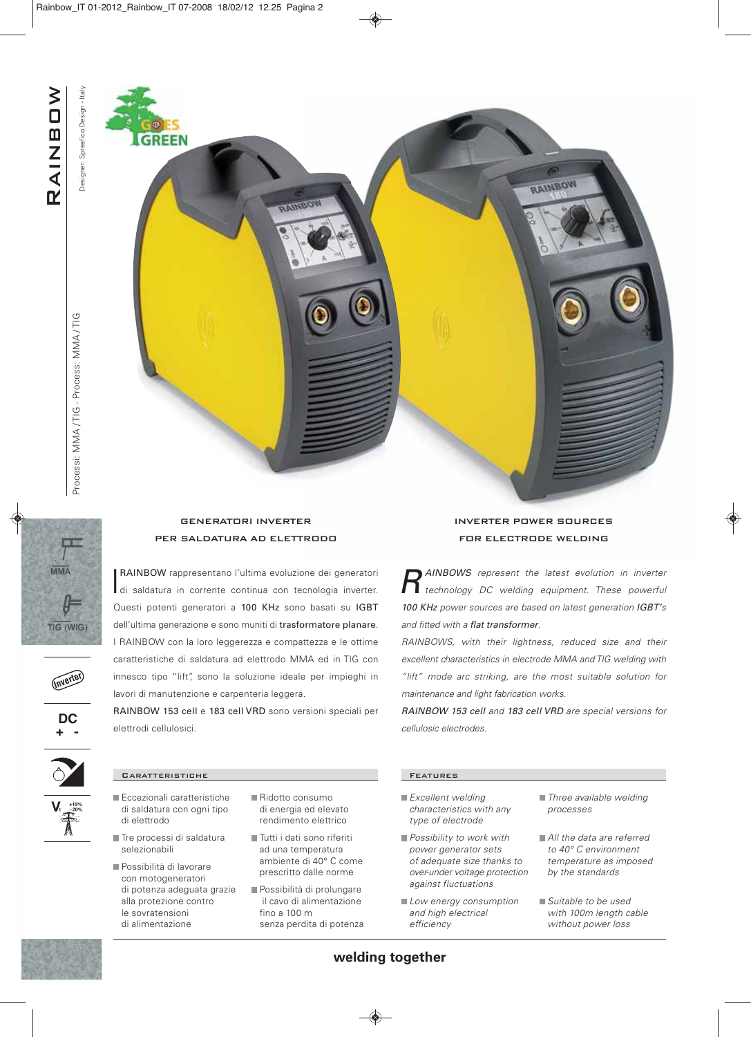# RAINBOW

Designer: Spreafico Design - Italy

Processi: MMA / TIG - Process: MMA / TIG

MMA

TIG (WIG)

Inverter

DC + -

## GENERATORI INVERTER PER SALDATURA AD ELETTRODO

I RAINBOW rappresentano l'ultima evoluzione dei generatori di saldatura in corrente continua con tecnologia inverter. Questi potenti generatori a 100 KHz sono basati su IGBT dell'ultima generazione e sono muniti di trasformatore planare.

I RAINBOW con la loro leggerezza e compattezza e le ottime caratteristiche di saldatura ad elettrodo MMA ed in TIG con innesco tipo "lift", sono la soluzione ideale per impieghi in lavori di manutenzione e carpenteria leggera.

RAINBOW 153 cell e 183 cell VRD sono versioni speciali per elettrodi cellulosici.

### Caratteristiche

- Eccezionali caratteristiche di saldatura con ogni tipo di elettrodo
- Tre processi di saldatura selezionabili
- Possibilità di lavorare con motogeneratori di potenza adeguata grazie alla protezione contro le sovratensioni di alimentazione
- Ridotto consumo di energia ed elevato rendimento elettrico
- Tutti i dati sono riferiti ad una temperatura ambiente di 40° C come prescritto dalle norme
- Possibilità di prolungare il cavo di alimentazione fino a 100 m senza perdita di potenza

## INVERTER POWER SOURCES FOR ELECTRODE WELDING

*RAINBOWS represent the latest evolution in inverter technology DC welding equipment. These powerful 100 KHz power sources are based on latest generation IGBT's and fitted with a flat transformer.*

*RAINBOWS, with their lightness, reduced size and their excellent characteristics in electrode MMA and TIG welding with "lift" mode arc striking, are the most suitable solution for maintenance and light fabrication works.*

*RAINBOW 153 cell and 183 cell VRD are special versions for cellulosic electrodes.*

### Features

- *Excellent welding characteristics with any type of electrode*
- *Possibility to work with power generator sets of adequate size thanks to over-under voltage protection against fluctuations*
- *Low energy consumption and high electrical efficiency*
- *Three available welding processes*
- *All the data are referred to 40° C environment temperature as imposed by the standards*
- *Suitable to be used with 100m length cable without power loss*

**welding together**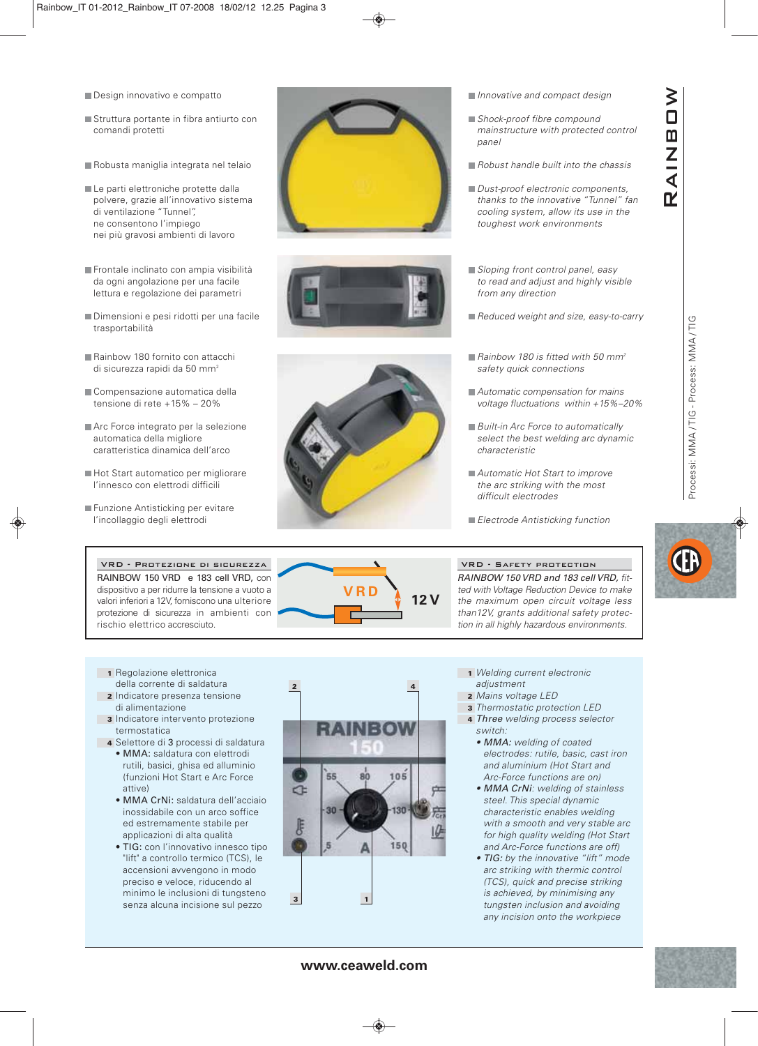# RAINBOW

Processi: MMA / TIG - Process: MMA / TIG

- Design innovativo e compatto
- Struttura portante in fibra antiurto con comandi protetti
- Robusta maniglia integrata nel telaio
- Le parti elettroniche protette dalla polvere, grazie all'innovativo sistema di ventilazione "Tunnel", ne consentono l'impiego nei più gravosi ambienti di lavoro
- Frontale inclinato con ampia visibilità da ogni angolazione per una facile lettura e regolazione dei parametri
- Dimensioni e pesi ridotti per una facile trasportabilità
- Rainbow 180 fornito con attacchi di sicurezza rapidi da 50 mm²
- Compensazione automatica della tensione di rete +15% – 20%
- Arc Force integrato per la selezione automatica della migliore caratteristica dinamica dell'arco
- Hot Start automatico per migliorare l'innesco con elettrodi difficili
- Funzione Antisticking per evitare l'incollaggio degli elettrodi

- *Innovative and compact design*
- *Shock-proof fibre compound mainstructure with protected control panel*
- *Robust handle built into the chassis*
- *Dust-proof electronic components, thanks to the innovative "Tunnel" fan cooling system, allow its use in the toughest work environments*
- *Sloping front control panel, easy to read and adjust and highly visible from any direction*
- *Reduced weight and size, easy-to-carry*
- *Rainbow 180 is fitted with 50 mm² safety quick connections*
- *Automatic compensation for mains voltage fluctuations within +15%–20%*
- *Built-in Arc Force to automatically select the best welding arc dynamic characteristic*
- *Automatic Hot Start to improve the arc striking with the most difficult electrodes*
- *Electrode Antisticking function*

## VRD - Protezione di sicurezza

RAINBOW 150 VRD e 183 cell VRD, con dispositivo a per ridurre la tensione a vuoto a valori inferiori a 12V, forniscono una ulteriore protezione di sicurezza in ambienti con rischio elettrico accresciuto.

VRD 12 V

## VRD - Safety protection

*RAINBOW 150 VRD and 183 cell VRD, fitted with Voltage Reduction Device to make the maximum open circuit voltage less than 12V, grants additional safety protection in all highly hazardous environments.*

1. Regolazione elettronica della corrente di saldatura
2. Indicatore presenza tensione di alimentazione
3. Indicatore intervento protezione termostatica
4. Selettore di 3 processi di saldatura
   - MMA: saldatura con elettrodi rutili, basici, ghisa ed alluminio (funzioni Hot Start e Arc Force attive)
   - MMA CrNi: saldatura dell'acciaio inossidabile con un arco soffice ed estremamente stabile per applicazioni di alta qualità
   - TIG: con l'innovativo innesco tipo "lift" a controllo termico (TCS), le accensioni avvengono in modo preciso e veloce, riducendo al minimo le inclusioni di tungsteno senza alcuna incisione sul pezzo

RAINBOW 150 — 55, 80, 105, 30, 130, 5, A, 150

1. *Welding current electronic adjustment*
2. *Mains voltage LED*
3. *Thermostatic protection LED*
4. *Three welding process selector switch:*
   - ***MMA:** welding of coated electrodes: rutile, basic, cast iron and aluminium (Hot Start and Arc-Force functions are on)*
   - ***MMA CrNi**: welding of stainless steel. This special dynamic characteristic enables welding with a smooth and very stable arc for high quality welding (Hot Start and Arc-Force functions are off)*
   - ***TIG:** by the innovative "lift" mode arc striking with thermic control (TCS), quick and precise striking is achieved, by minimising any tungsten inclusion and avoiding any incision onto the workpiece*

**www.ceaweld.com**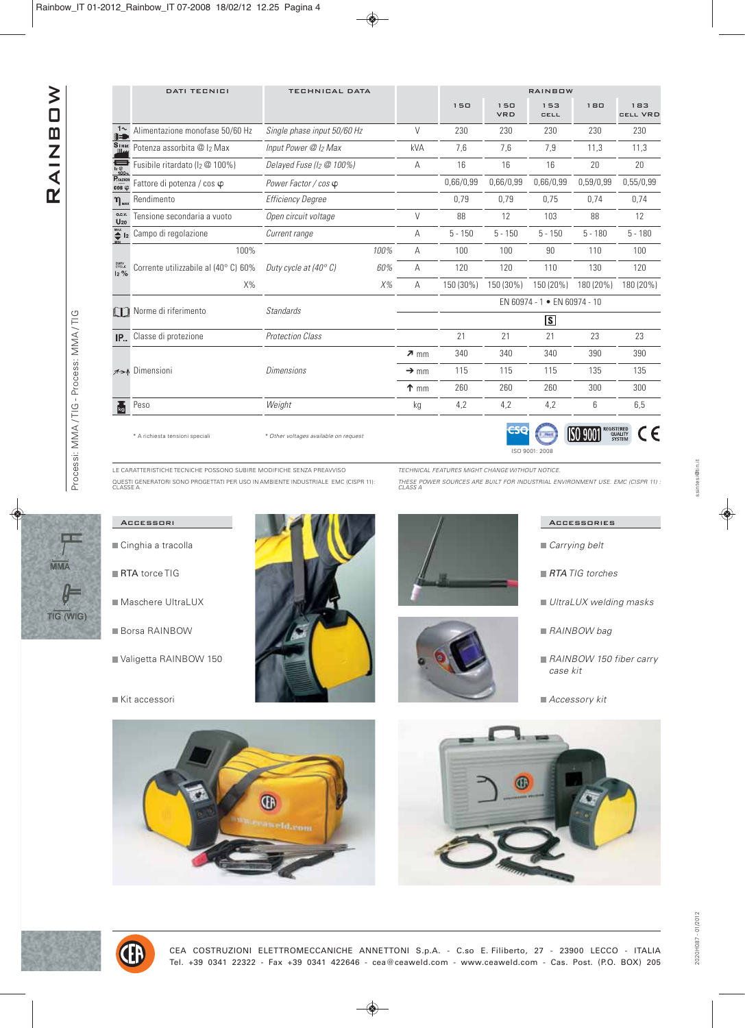# RAINBOW

Processi: MMA / TIG - Process: MMA / TIG

| DATI TECNICI | TECHNICAL DATA | | 150 | 150 VRD | 153 CELL | 180 | 183 CELL VRD |
|---|---|---|---|---|---|---|---|
| Alimentazione monofase 50/60 Hz | *Single phase input 50/60 Hz* | V | 230 | 230 | 230 | 230 | 230 |
| Potenza assorbita @ $I_2$ Max | *Input Power @ $I_2$ Max* | kVA | 7,6 | 7,6 | 7,9 | 11,3 | 11,3 |
| Fusibile ritardato ($I_2$ @ 100%) | *Delayed Fuse ($I_2$ @ 100%)* | A | 16 | 16 | 16 | 20 | 20 |
| Fattore di potenza / cos φ | *Power Factor / cos φ* | | 0,66/0,99 | 0,66/0,99 | 0,66/0,99 | 0,59/0,99 | 0,55/0,99 |
| Rendimento | *Efficiency Degree* | | 0,79 | 0,79 | 0,75 | 0,74 | 0,74 |
| Tensione secondaria a vuoto | *Open circuit voltage* | V | 88 | 12 | 103 | 88 | 12 |
| Campo di regolazione | *Current range* | A | 5 - 150 | 5 - 150 | 5 - 150 | 5 - 180 | 5 - 180 |
| Corrente utilizzabile al (40° C) 100% | *Duty cycle at (40° C) 100%* | A | 100 | 100 | 90 | 110 | 100 |
| Corrente utilizzabile al (40° C) 60% | *Duty cycle at (40° C) 60%* | A | 120 | 120 | 110 | 130 | 120 |
| Corrente utilizzabile al (40° C) X% | *Duty cycle at (40° C) X%* | A | 150 (30%) | 150 (30%) | 150 (20%) | 180 (20%) | 180 (20%) |
| Norme di riferimento | *Standards* | | EN 60974 - 1 • EN 60974 - 10 | | | | |
| | | | S | | | | |
| Classe di protezione | *Protection Class* | | 21 | 21 | 21 | 23 | 23 |
| Dimensioni | *Dimensions* | ↗ mm | 340 | 340 | 340 | 390 | 390 |
| | | → mm | 115 | 115 | 115 | 135 | 135 |
| | | ↑ mm | 260 | 260 | 260 | 300 | 300 |
| Peso | *Weight* | kg | 4,2 | 4,2 | 4,2 | 6 | 6,5 |

\* A richiesta tensioni speciali

\* *Other voltages available on request*

ISO 9001: 2008

LE CARATTERISTICHE TECNICHE POSSONO SUBIRE MODIFICHE SENZA PREAVVISO

QUESTI GENERATORI SONO PROGETTATI PER USO IN AMBIENTE INDUSTRIALE EMC (CISPR 11): CLASSE A

*TECHNICAL FEATURES MIGHT CHANGE WITHOUT NOTICE.*

*THESE POWER SOURCES ARE BUILT FOR INDUSTRIAL ENVIRONMENT USE. EMC (CISPR 11) : CLASS A*

MMA

TIG (WIG)

## Accessori

- Cinghia a tracolla
- RTA torce TIG
- Maschere UltraLUX
- Borsa RAINBOW
- Valigetta RAINBOW 150
- Kit accessori

## Accessories

- *Carrying belt*
- *RTA TIG torches*
- *UltraLUX welding masks*
- *RAINBOW bag*
- *RAINBOW 150 fiber carry case kit*
- *Accessory kit*

CEA COSTRUZIONI ELETTROMECCANICHE ANNETTONI S.p.A. - C.so E. Filiberto, 27 - 23900 LECCO - ITALIA
Tel. +39 0341 22322 - Fax +39 0341 422646 - cea@ceaweld.com - www.ceaweld.com - Cas. Post. (P.O. BOX) 205

2020H087 - 01/2012